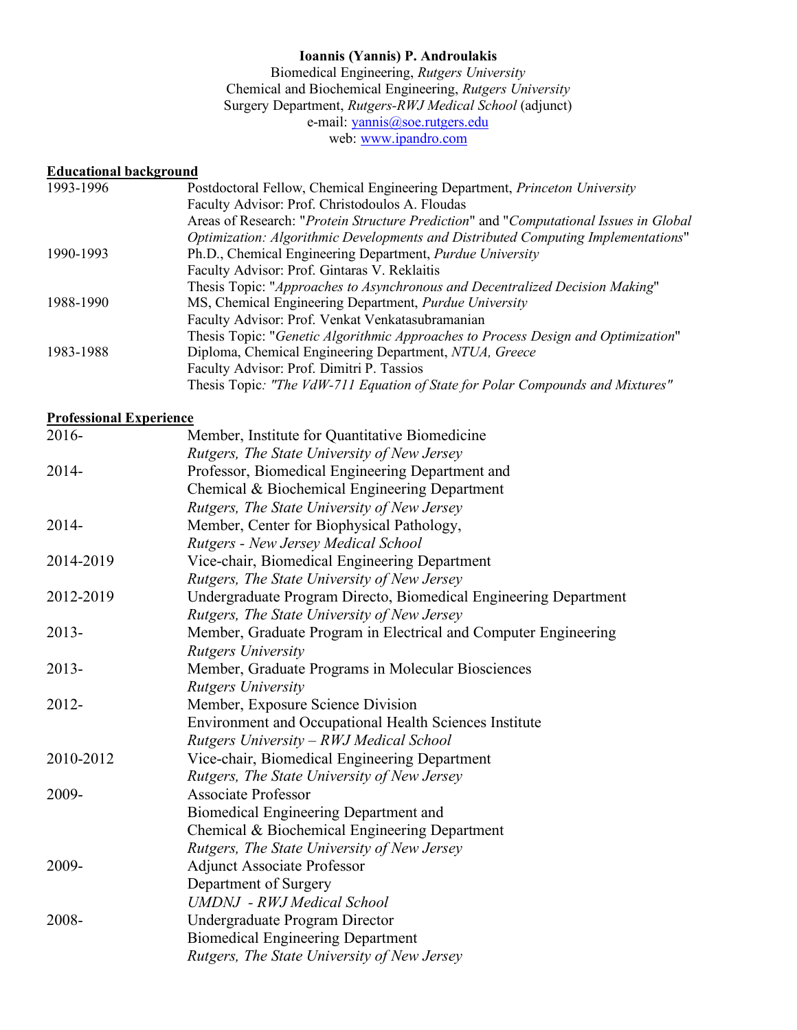**Ioannis (Yannis) P. Androulakis**

Biomedical Engineering, *Rutgers University*
Chemical and Biochemical Engineering, *Rutgers University*
Surgery Department, *Rutgers-RWJ Medical School* (adjunct)
e-mail: yannis@soe.rutgers.edu
web: www.ipandro.com

## Educational background

| | |
|---|---|
| 1993-1996 | Postdoctoral Fellow, Chemical Engineering Department, *Princeton University*<br>Faculty Advisor: Prof. Christodoulos A. Floudas<br>Areas of Research: "*Protein Structure Prediction*" and "*Computational Issues in Global Optimization: Algorithmic Developments and Distributed Computing Implementations*" |
| 1990-1993 | Ph.D., Chemical Engineering Department, *Purdue University*<br>Faculty Advisor: Prof. Gintaras V. Reklaitis<br>Thesis Topic: "*Approaches to Asynchronous and Decentralized Decision Making*" |
| 1988-1990 | MS, Chemical Engineering Department, *Purdue University*<br>Faculty Advisor: Prof. Venkat Venkatasubramanian<br>Thesis Topic: "*Genetic Algorithmic Approaches to Process Design and Optimization*" |
| 1983-1988 | Diploma, Chemical Engineering Department, *NTUA, Greece*<br>Faculty Advisor: Prof. Dimitri P. Tassios<br>Thesis Topic*: "The VdW-711 Equation of State for Polar Compounds and Mixtures"* |

## Professional Experience

| | |
|---|---|
| 2016- | Member, Institute for Quantitative Biomedicine<br>*Rutgers, The State University of New Jersey* |
| 2014- | Professor, Biomedical Engineering Department and<br>Chemical & Biochemical Engineering Department<br>*Rutgers, The State University of New Jersey* |
| 2014- | Member, Center for Biophysical Pathology,<br>*Rutgers - New Jersey Medical School* |
| 2014-2019 | Vice-chair, Biomedical Engineering Department<br>*Rutgers, The State University of New Jersey* |
| 2012-2019 | Undergraduate Program Directo, Biomedical Engineering Department<br>*Rutgers, The State University of New Jersey* |
| 2013- | Member, Graduate Program in Electrical and Computer Engineering<br>*Rutgers University* |
| 2013- | Member, Graduate Programs in Molecular Biosciences<br>*Rutgers University* |
| 2012- | Member, Exposure Science Division<br>Environment and Occupational Health Sciences Institute<br>*Rutgers University – RWJ Medical School* |
| 2010-2012 | Vice-chair, Biomedical Engineering Department<br>*Rutgers, The State University of New Jersey* |
| 2009- | Associate Professor<br>Biomedical Engineering Department and<br>Chemical & Biochemical Engineering Department<br>*Rutgers, The State University of New Jersey* |
| 2009- | Adjunct Associate Professor<br>Department of Surgery<br>*UMDNJ - RWJ Medical School* |
| 2008- | Undergraduate Program Director<br>Biomedical Engineering Department<br>*Rutgers, The State University of New Jersey* |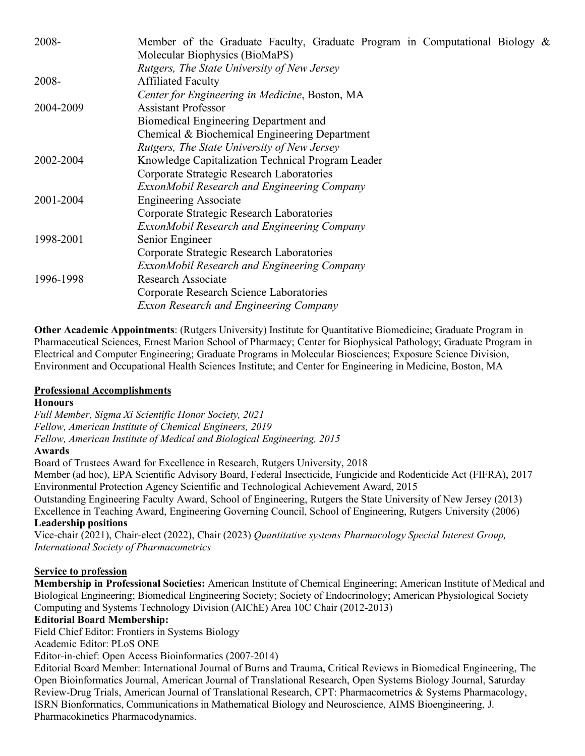| | |
|---|---|
| 2008- | Member of the Graduate Faculty, Graduate Program in Computational Biology & Molecular Biophysics (BioMaPS)<br>*Rutgers, The State University of New Jersey* |
| 2008- | Affiliated Faculty<br>*Center for Engineering in Medicine*, Boston, MA |
| 2004-2009 | Assistant Professor<br>Biomedical Engineering Department and<br>Chemical & Biochemical Engineering Department<br>*Rutgers, The State University of New Jersey* |
| 2002-2004 | Knowledge Capitalization Technical Program Leader<br>Corporate Strategic Research Laboratories<br>*ExxonMobil Research and Engineering Company* |
| 2001-2004 | Engineering Associate<br>Corporate Strategic Research Laboratories<br>*ExxonMobil Research and Engineering Company* |
| 1998-2001 | Senior Engineer<br>Corporate Strategic Research Laboratories<br>*ExxonMobil Research and Engineering Company* |
| 1996-1998 | Research Associate<br>Corporate Research Science Laboratories<br>*Exxon Research and Engineering Company* |

**Other Academic Appointments**: (Rutgers University) Institute for Quantitative Biomedicine; Graduate Program in Pharmaceutical Sciences, Ernest Marion School of Pharmacy; Center for Biophysical Pathology; Graduate Program in Electrical and Computer Engineering; Graduate Programs in Molecular Biosciences; Exposure Science Division, Environment and Occupational Health Sciences Institute; and Center for Engineering in Medicine, Boston, MA

## Professional Accomplishments

### Honours

*Full Member, Sigma Xi Scientific Honor Society, 2021*
*Fellow, American Institute of Chemical Engineers, 2019*
*Fellow, American Institute of Medical and Biological Engineering, 2015*

### Awards

Board of Trustees Award for Excellence in Research, Rutgers University, 2018
Member (ad hoc), EPA Scientific Advisory Board, Federal Insecticide, Fungicide and Rodenticide Act (FIFRA), 2017
Environmental Protection Agency Scientific and Technological Achievement Award, 2015
Outstanding Engineering Faculty Award, School of Engineering, Rutgers the State University of New Jersey (2013)
Excellence in Teaching Award, Engineering Governing Council, School of Engineering, Rutgers University (2006)

### Leadership positions

Vice-chair (2021), Chair-elect (2022), Chair (2023) *Quantitative systems Pharmacology Special Interest Group, International Society of Pharmacometrics*

## Service to profession

**Membership in Professional Societies:** American Institute of Chemical Engineering; American Institute of Medical and Biological Engineering; Biomedical Engineering Society; Society of Endocrinology; American Physiological Society Computing and Systems Technology Division (AIChE) Area 10C Chair (2012-2013)

**Editorial Board Membership:**

Field Chief Editor: Frontiers in Systems Biology
Academic Editor: PLoS ONE
Editor-in-chief: Open Access Bioinformatics (2007-2014)
Editorial Board Member: International Journal of Burns and Trauma, Critical Reviews in Biomedical Engineering, The Open Bioinformatics Journal, American Journal of Translational Research, Open Systems Biology Journal, Saturday Review-Drug Trials, American Journal of Translational Research, CPT: Pharmacometrics & Systems Pharmacology, ISRN Bionformatics, Communications in Mathematical Biology and Neuroscience, AIMS Bioengineering, J. Pharmacokinetics Pharmacodynamics.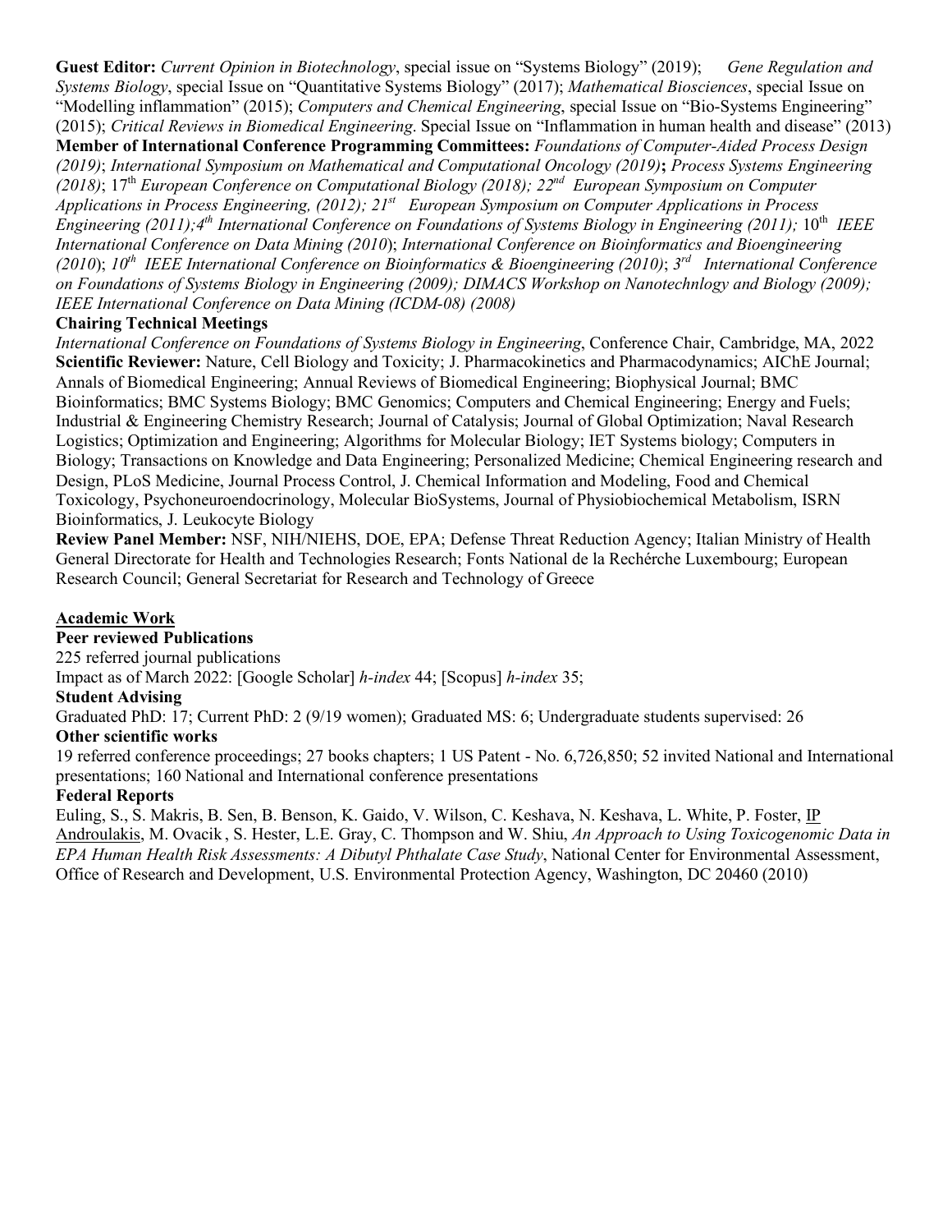**Guest Editor:** *Current Opinion in Biotechnology*, special issue on "Systems Biology" (2019); *Gene Regulation and Systems Biology*, special Issue on "Quantitative Systems Biology" (2017); *Mathematical Biosciences*, special Issue on "Modelling inflammation" (2015); *Computers and Chemical Engineering*, special Issue on "Bio-Systems Engineering" (2015); *Critical Reviews in Biomedical Engineering*. Special Issue on "Inflammation in human health and disease" (2013)

**Member of International Conference Programming Committees:** *Foundations of Computer-Aided Process Design (2019)*; *International Symposium on Mathematical and Computational Oncology (2019)***;** *Process Systems Engineering (2018)*; 17th *European Conference on Computational Biology (2018); 22nd European Symposium on Computer Applications in Process Engineering, (2012); 21st European Symposium on Computer Applications in Process Engineering (2011);4th International Conference on Foundations of Systems Biology in Engineering (2011);* 10th *IEEE International Conference on Data Mining (2010)*; *International Conference on Bioinformatics and Bioengineering (2010)*; *10th IEEE International Conference on Bioinformatics & Bioengineering (2010)*; *3rd International Conference on Foundations of Systems Biology in Engineering (2009); DIMACS Workshop on Nanotechnlogy and Biology (2009); IEEE International Conference on Data Mining (ICDM-08) (2008)*

**Chairing Technical Meetings**

*International Conference on Foundations of Systems Biology in Engineering*, Conference Chair, Cambridge, MA, 2022

**Scientific Reviewer:** Nature, Cell Biology and Toxicity; J. Pharmacokinetics and Pharmacodynamics; AIChE Journal; Annals of Biomedical Engineering; Annual Reviews of Biomedical Engineering; Biophysical Journal; BMC Bioinformatics; BMC Systems Biology; BMC Genomics; Computers and Chemical Engineering; Energy and Fuels; Industrial & Engineering Chemistry Research; Journal of Catalysis; Journal of Global Optimization; Naval Research Logistics; Optimization and Engineering; Algorithms for Molecular Biology; IET Systems biology; Computers in Biology; Transactions on Knowledge and Data Engineering; Personalized Medicine; Chemical Engineering research and Design, PLoS Medicine, Journal Process Control, J. Chemical Information and Modeling, Food and Chemical Toxicology, Psychoneuroendocrinology, Molecular BioSystems, Journal of Physiobiochemical Metabolism, ISRN Bioinformatics, J. Leukocyte Biology

**Review Panel Member:** NSF, NIH/NIEHS, DOE, EPA; Defense Threat Reduction Agency; Italian Ministry of Health General Directorate for Health and Technologies Research; Fonts National de la Rechérche Luxembourg; European Research Council; General Secretariat for Research and Technology of Greece

## Academic Work

**Peer reviewed Publications**

225 referred journal publications

Impact as of March 2022: [Google Scholar] *h-index* 44; [Scopus] *h-index* 35;

**Student Advising**

Graduated PhD: 17; Current PhD: 2 (9/19 women); Graduated MS: 6; Undergraduate students supervised: 26

**Other scientific works**

19 referred conference proceedings; 27 books chapters; 1 US Patent - No. 6,726,850; 52 invited National and International presentations; 160 National and International conference presentations

**Federal Reports**

Euling, S., S. Makris, B. Sen, B. Benson, K. Gaido, V. Wilson, C. Keshava, N. Keshava, L. White, P. Foster, IP Androulakis, M. Ovacik , S. Hester, L.E. Gray, C. Thompson and W. Shiu, *An Approach to Using Toxicogenomic Data in EPA Human Health Risk Assessments: A Dibutyl Phthalate Case Study*, National Center for Environmental Assessment, Office of Research and Development, U.S. Environmental Protection Agency, Washington, DC 20460 (2010)